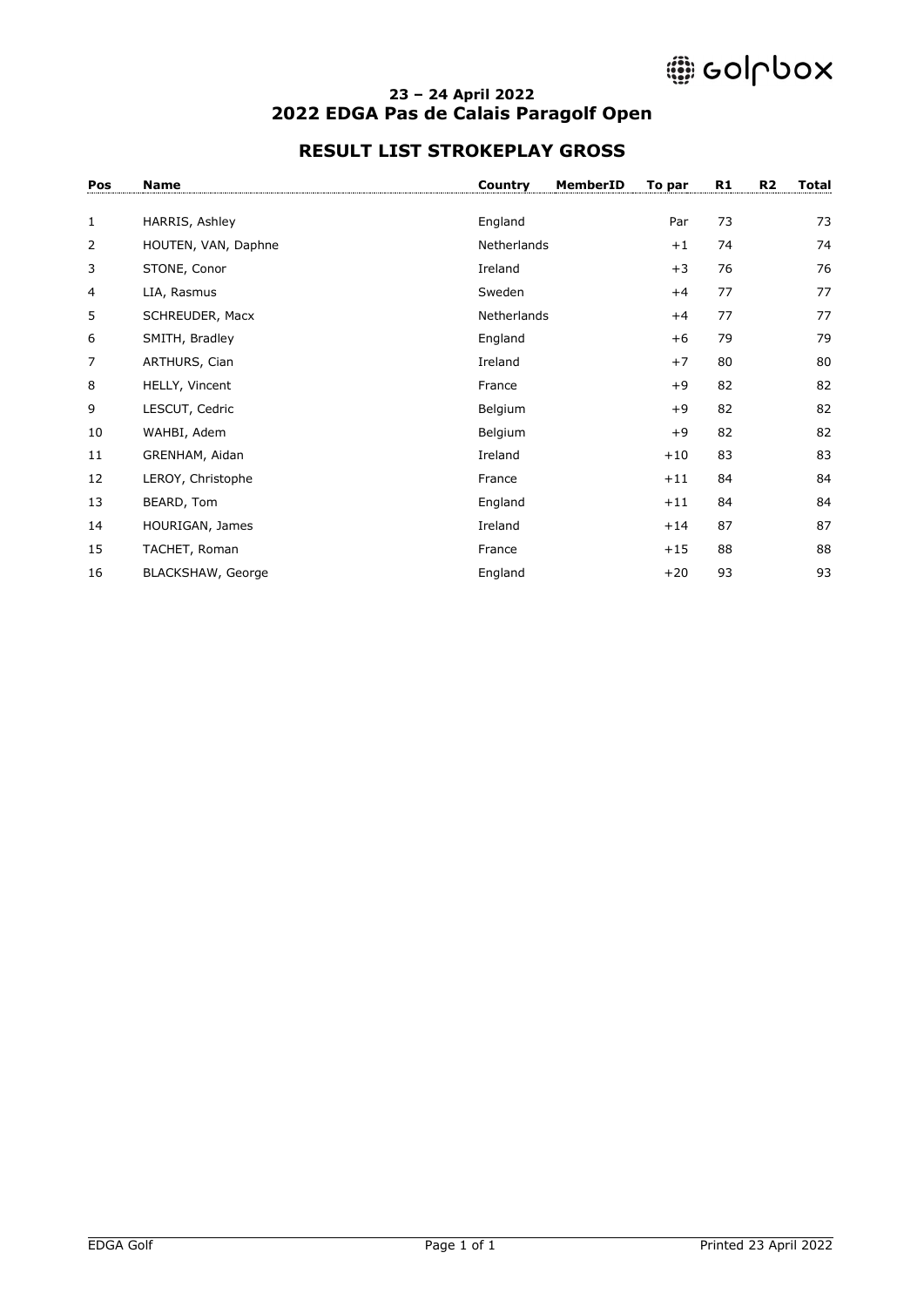### 23 – 24 April 2022

## 2022 EDGA Pas de Calais Paragolf Open

## RESULT LIST STROKEPLAY GROSS

| Pos | Name | Country | MemberID | To par | R1 | R2 | Total |
|---|---|---|---|---|---|---|---|
| 1 | HARRIS, Ashley | England | | Par | 73 | | 73 |
| 2 | HOUTEN, VAN, Daphne | Netherlands | | +1 | 74 | | 74 |
| 3 | STONE, Conor | Ireland | | +3 | 76 | | 76 |
| 4 | LIA, Rasmus | Sweden | | +4 | 77 | | 77 |
| 5 | SCHREUDER, Macx | Netherlands | | +4 | 77 | | 77 |
| 6 | SMITH, Bradley | England | | +6 | 79 | | 79 |
| 7 | ARTHURS, Cian | Ireland | | +7 | 80 | | 80 |
| 8 | HELLY, Vincent | France | | +9 | 82 | | 82 |
| 9 | LESCUT, Cedric | Belgium | | +9 | 82 | | 82 |
| 10 | WAHBI, Adem | Belgium | | +9 | 82 | | 82 |
| 11 | GRENHAM, Aidan | Ireland | | +10 | 83 | | 83 |
| 12 | LEROY, Christophe | France | | +11 | 84 | | 84 |
| 13 | BEARD, Tom | England | | +11 | 84 | | 84 |
| 14 | HOURIGAN, James | Ireland | | +14 | 87 | | 87 |
| 15 | TACHET, Roman | France | | +15 | 88 | | 88 |
| 16 | BLACKSHAW, George | England | | +20 | 93 | | 93 |

EDGA Golf — Printed 23 April 2022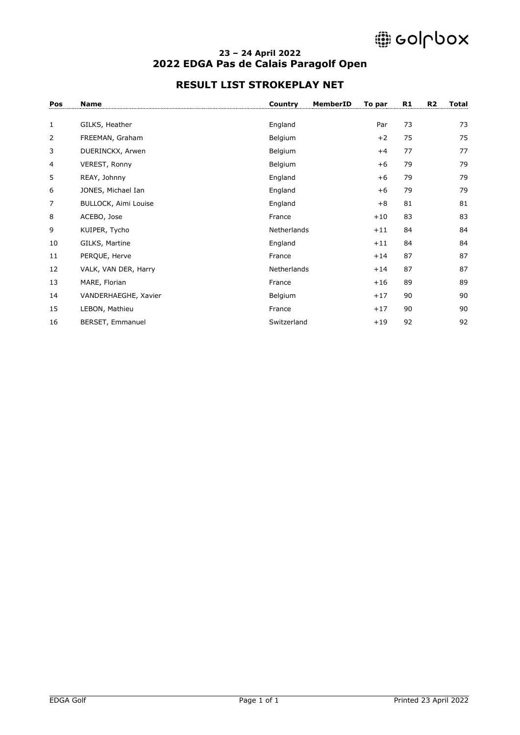**23 – 24 April 2022**
**2022 EDGA Pas de Calais Paragolf Open**

## RESULT LIST STROKEPLAY NET

| Pos | Name | Country | MemberID | To par | R1 | R2 | Total |
|---|---|---|---|---|---|---|---|
| 1 | GILKS, Heather | England | | Par | 73 | | 73 |
| 2 | FREEMAN, Graham | Belgium | | +2 | 75 | | 75 |
| 3 | DUERINCKX, Arwen | Belgium | | +4 | 77 | | 77 |
| 4 | VEREST, Ronny | Belgium | | +6 | 79 | | 79 |
| 5 | REAY, Johnny | England | | +6 | 79 | | 79 |
| 6 | JONES, Michael Ian | England | | +6 | 79 | | 79 |
| 7 | BULLOCK, Aimi Louise | England | | +8 | 81 | | 81 |
| 8 | ACEBO, Jose | France | | +10 | 83 | | 83 |
| 9 | KUIPER, Tycho | Netherlands | | +11 | 84 | | 84 |
| 10 | GILKS, Martine | England | | +11 | 84 | | 84 |
| 11 | PERQUE, Herve | France | | +14 | 87 | | 87 |
| 12 | VALK, VAN DER, Harry | Netherlands | | +14 | 87 | | 87 |
| 13 | MARE, Florian | France | | +16 | 89 | | 89 |
| 14 | VANDERHAEGHE, Xavier | Belgium | | +17 | 90 | | 90 |
| 15 | LEBON, Mathieu | France | | +17 | 90 | | 90 |
| 16 | BERSET, Emmanuel | Switzerland | | +19 | 92 | | 92 |

EDGA Golf — Printed 23 April 2022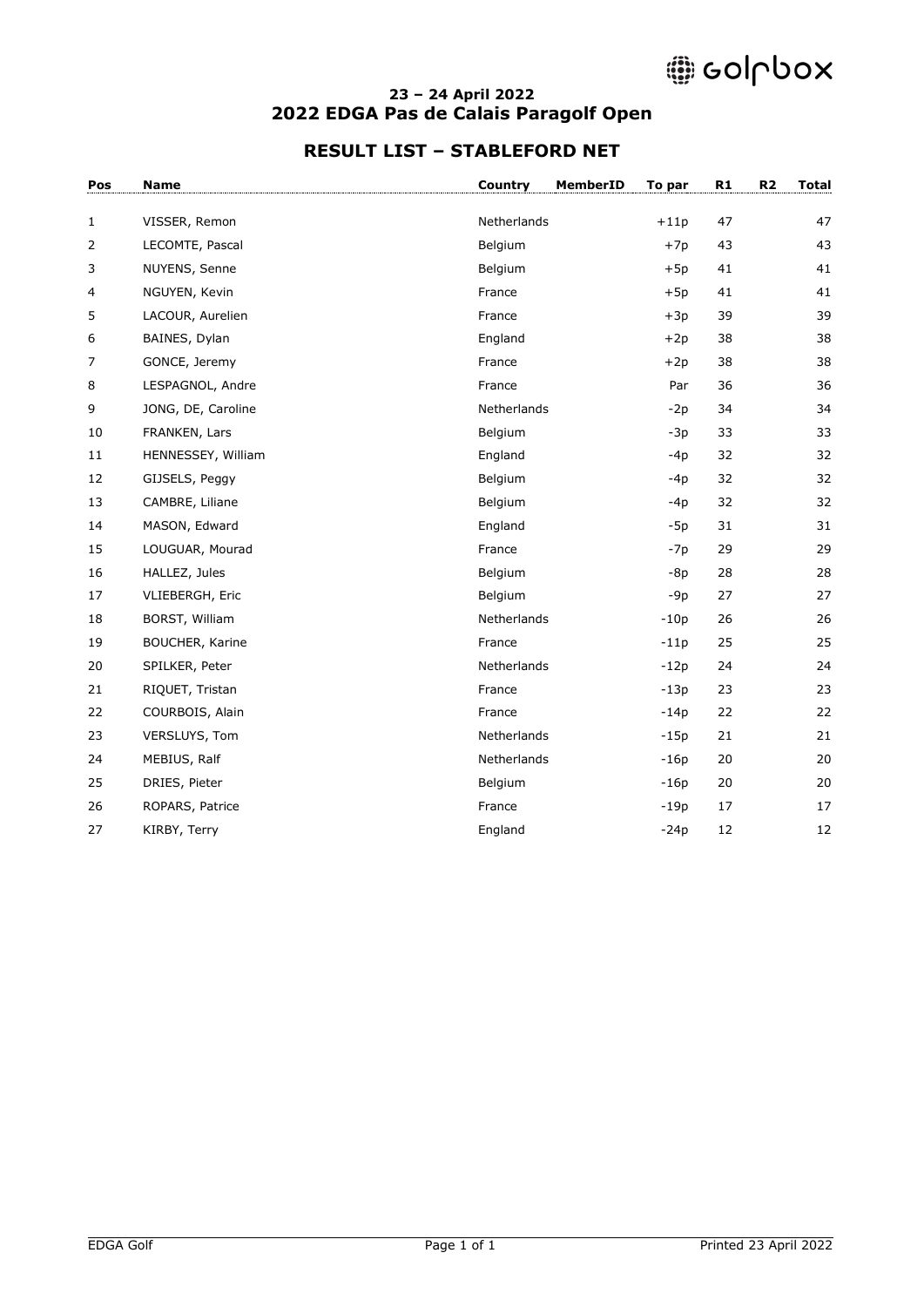**23 – 24 April 2022**

## 2022 EDGA Pas de Calais Paragolf Open

## RESULT LIST – STABLEFORD NET

| Pos | Name | Country | MemberID | To par | R1 | R2 | Total |
|---|---|---|---|---|---|---|---|
| 1 | VISSER, Remon | Netherlands | | +11p | 47 | | 47 |
| 2 | LECOMTE, Pascal | Belgium | | +7p | 43 | | 43 |
| 3 | NUYENS, Senne | Belgium | | +5p | 41 | | 41 |
| 4 | NGUYEN, Kevin | France | | +5p | 41 | | 41 |
| 5 | LACOUR, Aurelien | France | | +3p | 39 | | 39 |
| 6 | BAINES, Dylan | England | | +2p | 38 | | 38 |
| 7 | GONCE, Jeremy | France | | +2p | 38 | | 38 |
| 8 | LESPAGNOL, Andre | France | | Par | 36 | | 36 |
| 9 | JONG, DE, Caroline | Netherlands | | -2p | 34 | | 34 |
| 10 | FRANKEN, Lars | Belgium | | -3p | 33 | | 33 |
| 11 | HENNESSEY, William | England | | -4p | 32 | | 32 |
| 12 | GIJSELS, Peggy | Belgium | | -4p | 32 | | 32 |
| 13 | CAMBRE, Liliane | Belgium | | -4p | 32 | | 32 |
| 14 | MASON, Edward | England | | -5p | 31 | | 31 |
| 15 | LOUGUAR, Mourad | France | | -7p | 29 | | 29 |
| 16 | HALLEZ, Jules | Belgium | | -8p | 28 | | 28 |
| 17 | VLIEBERGH, Eric | Belgium | | -9p | 27 | | 27 |
| 18 | BORST, William | Netherlands | | -10p | 26 | | 26 |
| 19 | BOUCHER, Karine | France | | -11p | 25 | | 25 |
| 20 | SPILKER, Peter | Netherlands | | -12p | 24 | | 24 |
| 21 | RIQUET, Tristan | France | | -13p | 23 | | 23 |
| 22 | COURBOIS, Alain | France | | -14p | 22 | | 22 |
| 23 | VERSLUYS, Tom | Netherlands | | -15p | 21 | | 21 |
| 24 | MEBIUS, Ralf | Netherlands | | -16p | 20 | | 20 |
| 25 | DRIES, Pieter | Belgium | | -16p | 20 | | 20 |
| 26 | ROPARS, Patrice | France | | -19p | 17 | | 17 |
| 27 | KIRBY, Terry | England | | -24p | 12 | | 12 |

EDGA Golf — Printed 23 April 2022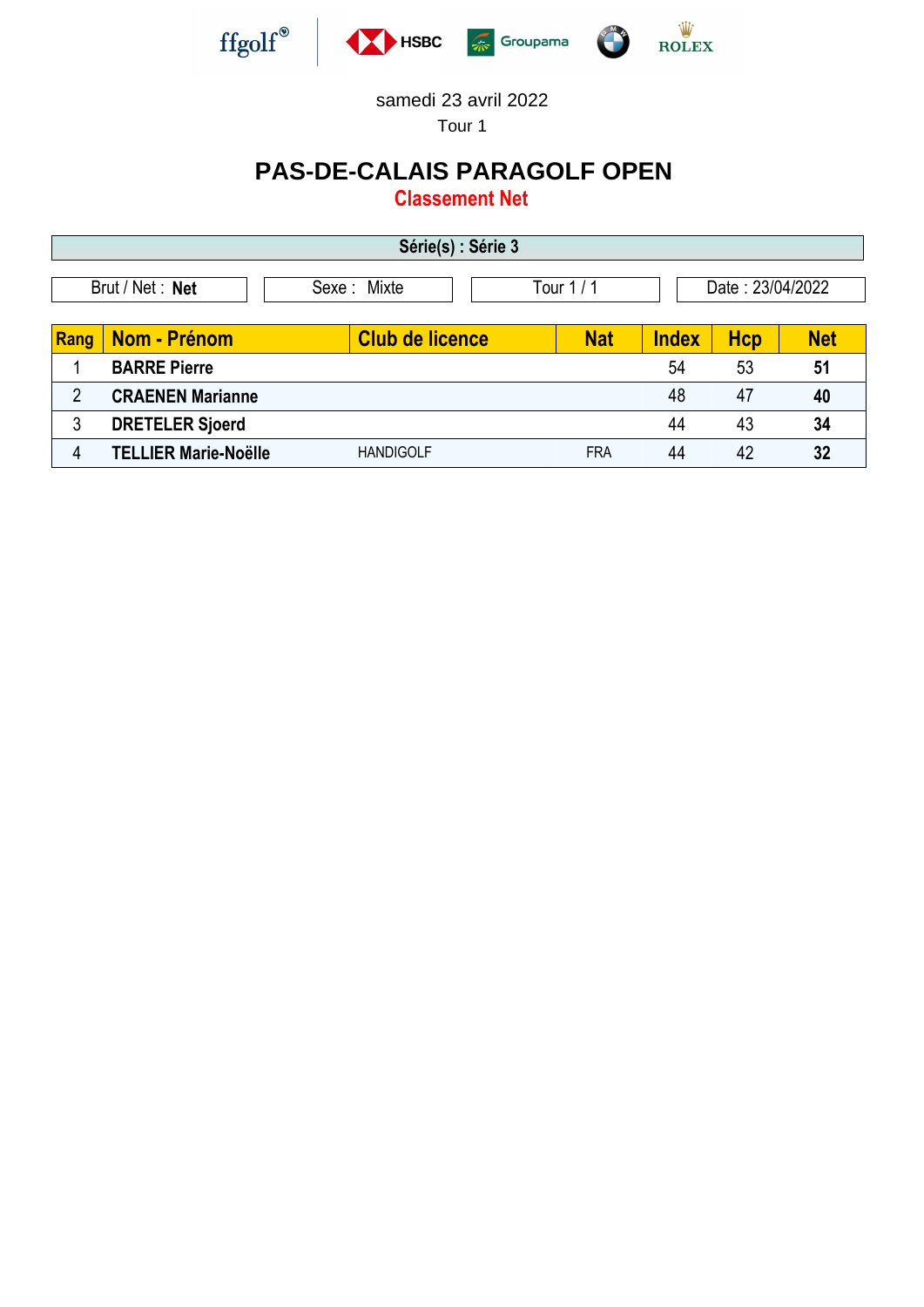ffgolf® HSBC Groupama BMW ROLEX

samedi 23 avril 2022

Tour 1

# PAS-DE-CALAIS PARAGOLF OPEN

## Classement Net

**Série(s) : Série 3**

Brut / Net : **Net** | Sexe : Mixte | Tour 1 / 1 | Date : 23/04/2022

| Rang | Nom - Prénom | Club de licence | Nat | Index | Hcp | Net |
|---|---|---|---|---|---|---|
| 1 | **BARRE Pierre** | | | 54 | 53 | **51** |
| 2 | **CRAENEN Marianne** | | | 48 | 47 | **40** |
| 3 | **DRETELER Sjoerd** | | | 44 | 43 | **34** |
| 4 | **TELLIER Marie-Noëlle** | HANDIGOLF | FRA | 44 | 42 | **32** |